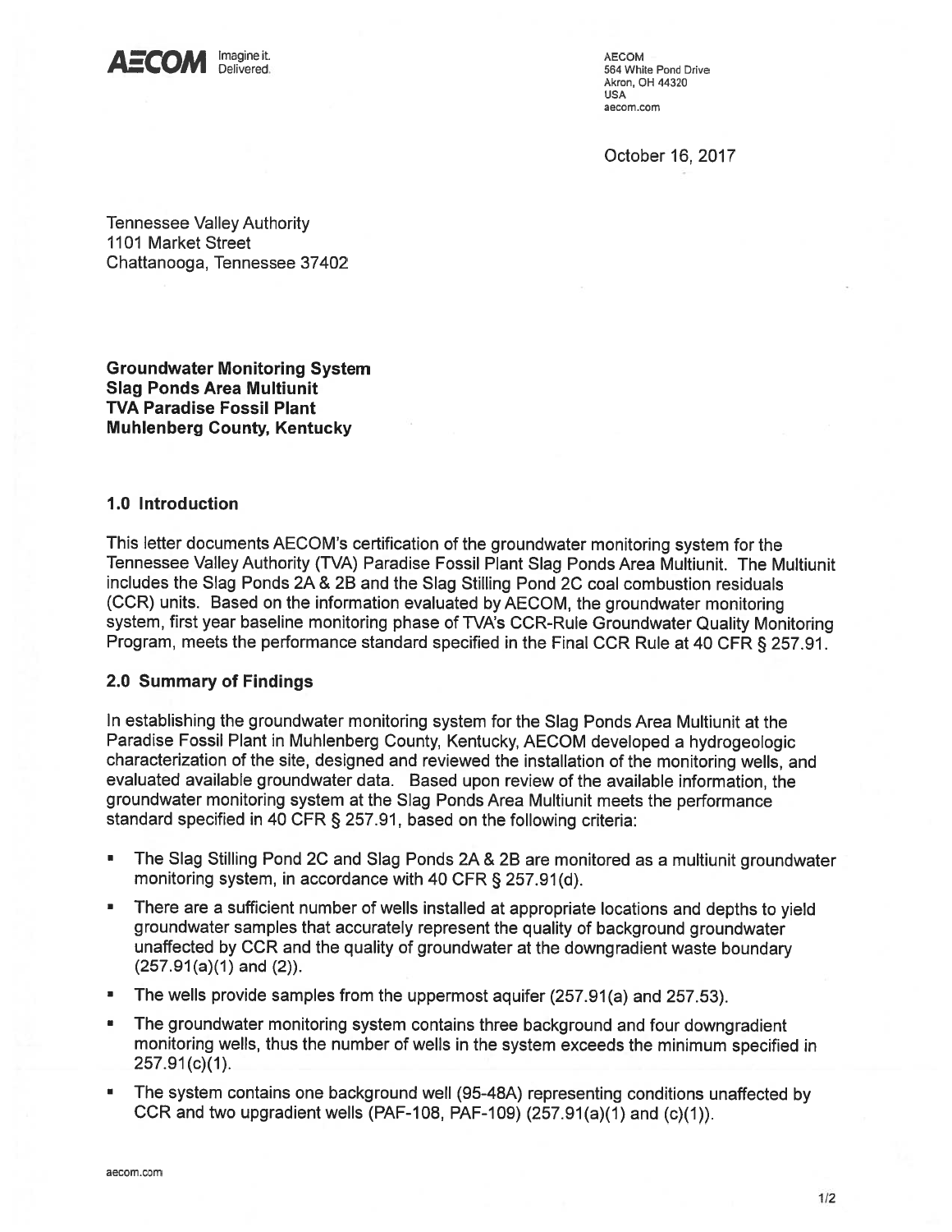AECOM Imagine it. Delivered.

AECOM
564 White Pond Drive
Akron, OH 44320
USA
aecom.com

October 16, 2017

Tennessee Valley Authority
1101 Market Street
Chattanooga, Tennessee 37402

**Groundwater Monitoring System**
**Slag Ponds Area Multiunit**
**TVA Paradise Fossil Plant**
**Muhlenberg County, Kentucky**

## 1.0 Introduction

This letter documents AECOM's certification of the groundwater monitoring system for the Tennessee Valley Authority (TVA) Paradise Fossil Plant Slag Ponds Area Multiunit. The Multiunit includes the Slag Ponds 2A & 2B and the Slag Stilling Pond 2C coal combustion residuals (CCR) units. Based on the information evaluated by AECOM, the groundwater monitoring system, first year baseline monitoring phase of TVA's CCR-Rule Groundwater Quality Monitoring Program, meets the performance standard specified in the Final CCR Rule at 40 CFR § 257.91.

## 2.0 Summary of Findings

In establishing the groundwater monitoring system for the Slag Ponds Area Multiunit at the Paradise Fossil Plant in Muhlenberg County, Kentucky, AECOM developed a hydrogeologic characterization of the site, designed and reviewed the installation of the monitoring wells, and evaluated available groundwater data. Based upon review of the available information, the groundwater monitoring system at the Slag Ponds Area Multiunit meets the performance standard specified in 40 CFR § 257.91, based on the following criteria:

- The Slag Stilling Pond 2C and Slag Ponds 2A & 2B are monitored as a multiunit groundwater monitoring system, in accordance with 40 CFR § 257.91(d).
- There are a sufficient number of wells installed at appropriate locations and depths to yield groundwater samples that accurately represent the quality of background groundwater unaffected by CCR and the quality of groundwater at the downgradient waste boundary (257.91(a)(1) and (2)).
- The wells provide samples from the uppermost aquifer (257.91(a) and 257.53).
- The groundwater monitoring system contains three background and four downgradient monitoring wells, thus the number of wells in the system exceeds the minimum specified in 257.91(c)(1).
- The system contains one background well (95-48A) representing conditions unaffected by CCR and two upgradient wells (PAF-108, PAF-109) (257.91(a)(1) and (c)(1)).

aecom.com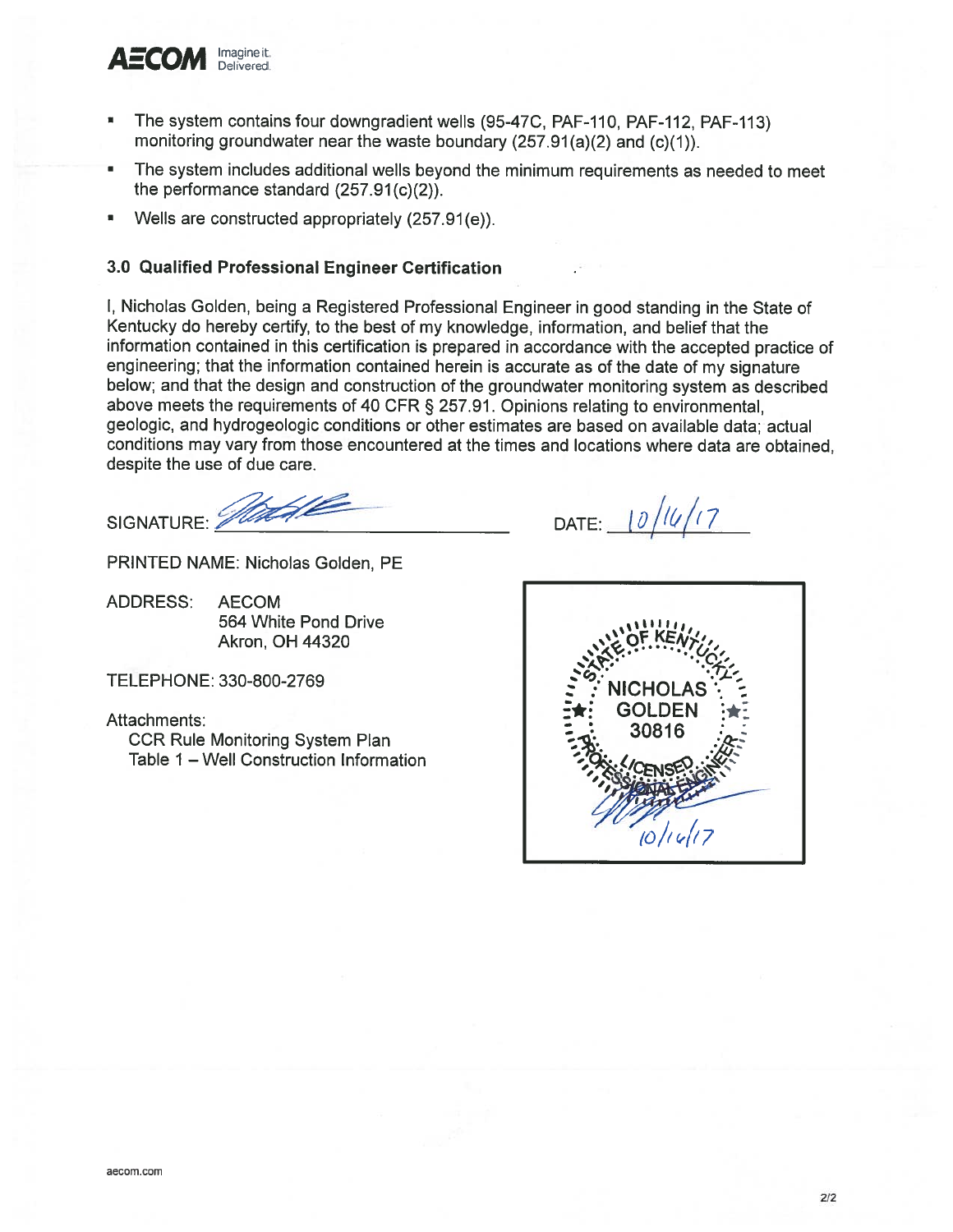- The system contains four downgradient wells (95-47C, PAF-110, PAF-112, PAF-113) monitoring groundwater near the waste boundary (257.91(a)(2) and (c)(1)).
- The system includes additional wells beyond the minimum requirements as needed to meet the performance standard (257.91(c)(2)).
- Wells are constructed appropriately (257.91(e)).

## 3.0 Qualified Professional Engineer Certification

I, Nicholas Golden, being a Registered Professional Engineer in good standing in the State of Kentucky do hereby certify, to the best of my knowledge, information, and belief that the information contained in this certification is prepared in accordance with the accepted practice of engineering; that the information contained herein is accurate as of the date of my signature below; and that the design and construction of the groundwater monitoring system as described above meets the requirements of 40 CFR § 257.91. Opinions relating to environmental, geologic, and hydrogeologic conditions or other estimates are based on available data; actual conditions may vary from those encountered at the times and locations where data are obtained, despite the use of due care.

SIGNATURE: [signature] DATE: 10/16/17

PRINTED NAME: Nicholas Golden, PE

ADDRESS: AECOM
564 White Pond Drive
Akron, OH 44320

TELEPHONE: 330-800-2769

Attachments:
CCR Rule Monitoring System Plan
Table 1 – Well Construction Information

STATE OF KENTUCKY
NICHOLAS GOLDEN
30816
LICENSED PROFESSIONAL ENGINEER
10/16/17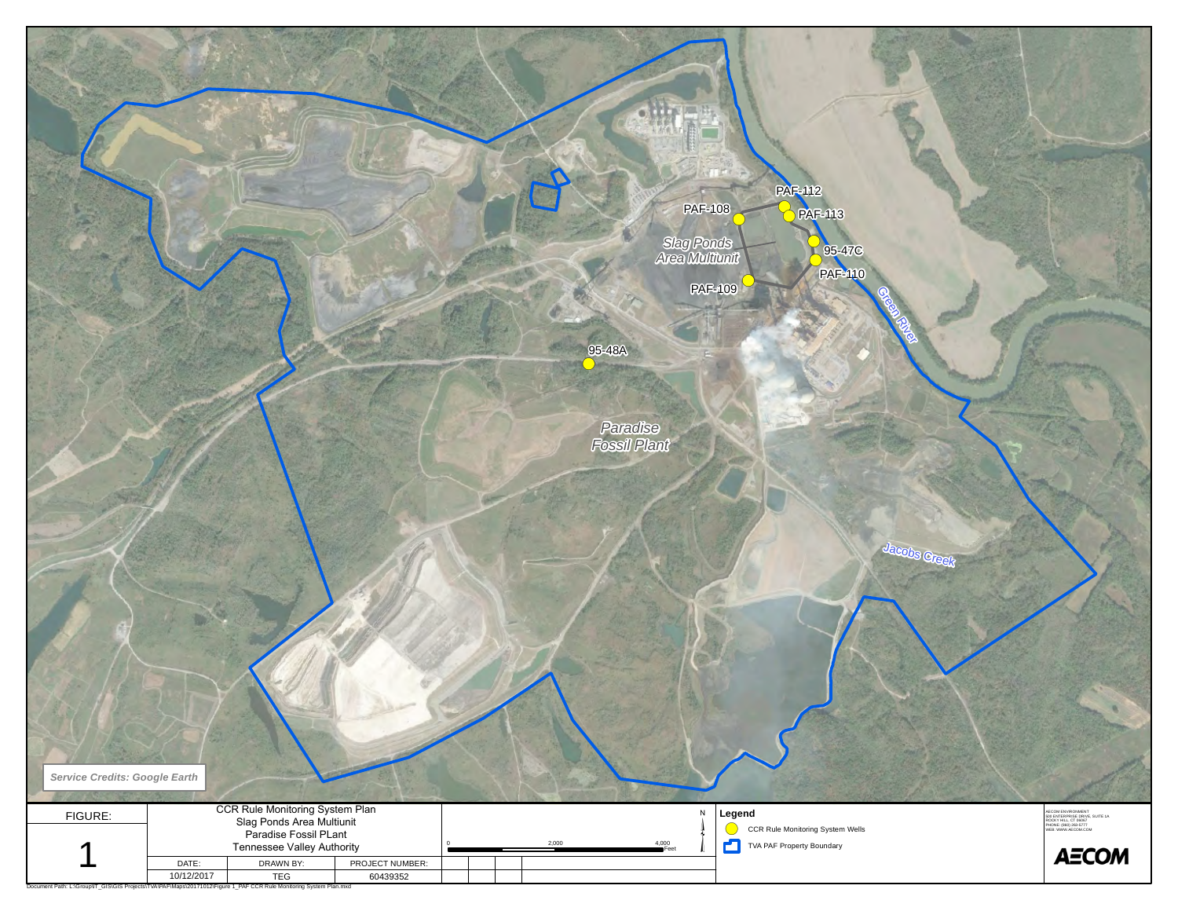PAF-112

PAF-108

PAF-113

*Slag Ponds Area Multiunit*

95-47C

PAF-110

PAF-109

*Green River*

95-48A

*Paradise Fossil Plant*

*Jacobs Creek*

*Service Credits: Google Earth*

| FIGURE: | CCR Rule Monitoring System Plan<br>Slag Ponds Area Multiunit<br>Paradise Fossil PLant<br>Tennessee Valley Authority | | |
|---|---|---|---|
| 1 | DATE: | DRAWN BY: | PROJECT NUMBER: |
| | 10/12/2017 | TEG | 60439352 |

0 2,000 4,000 Feet

N

**Legend**

- CCR Rule Monitoring System Wells
- TVA PAF Property Boundary

AECOM ENVIRONMENT
500 ENTERPRISE DRIVE, SUITE 1A
ROCKY HILL, CT 06067
PHONE: (860) 263-5777
WEB: WWW.AECOM.COM

AECOM

Document Path: L:\Group\IT_GIS\GIS Projects\TVA\PAF\Maps\20171012\Figure 1_PAF CCR Rule Monitoring System Plan.mxd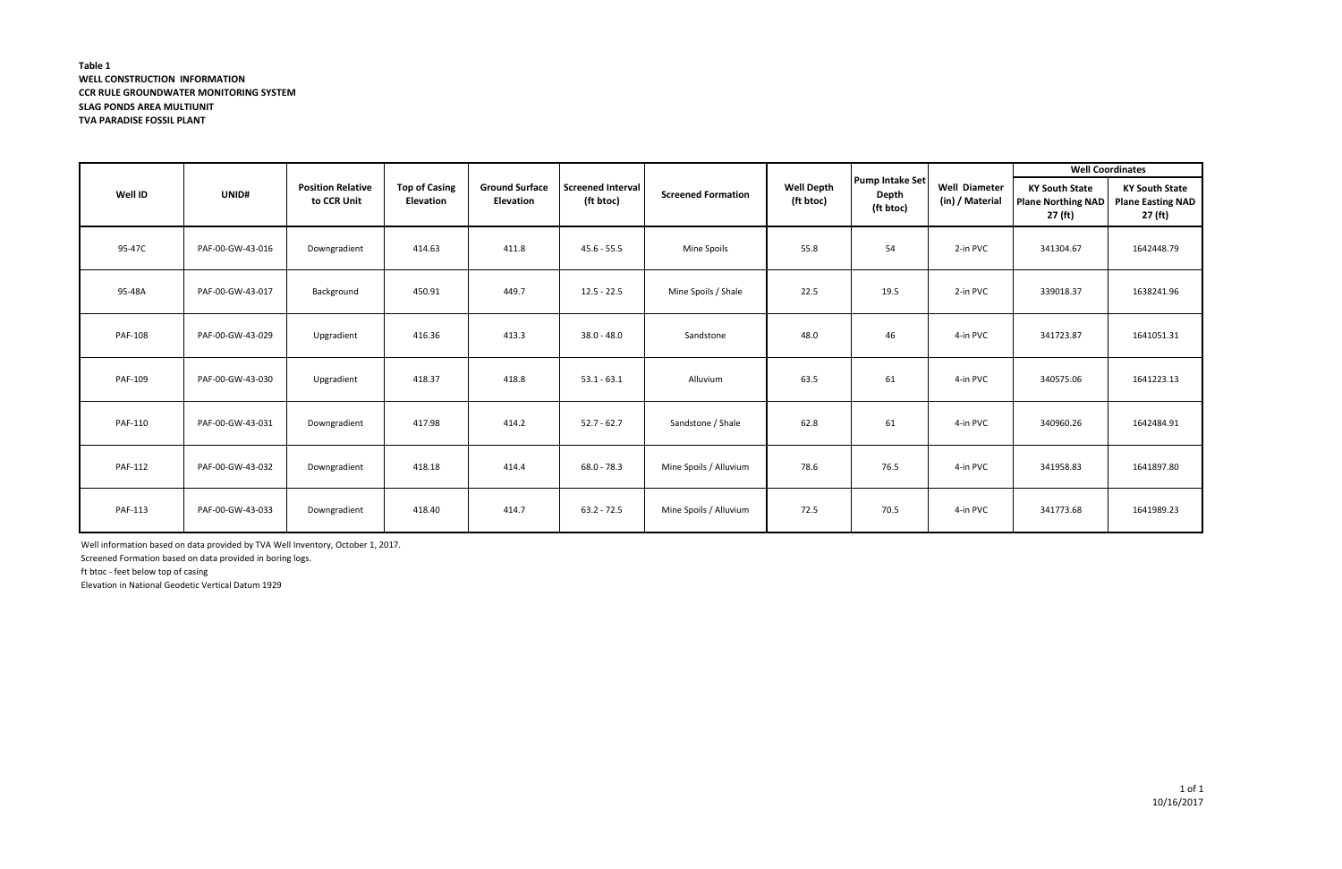**Table 1**
**WELL CONSTRUCTION INFORMATION**
**CCR RULE GROUNDWATER MONITORING SYSTEM**
**SLAG PONDS AREA MULTIUNIT**
**TVA PARADISE FOSSIL PLANT**

| Well ID | UNID# | Position Relative to CCR Unit | Top of Casing Elevation | Ground Surface Elevation | Screened Interval (ft btoc) | Screened Formation | Well Depth (ft btoc) | Pump Intake Set Depth (ft btoc) | Well Diameter (in) / Material | Well Coordinates | |
|---|---|---|---|---|---|---|---|---|---|---|---|
| | | | | | | | | | | KY South State Plane Northing NAD 27 (ft) | KY South State Plane Easting NAD 27 (ft) |
| 95-47C | PAF-00-GW-43-016 | Downgradient | 414.63 | 411.8 | 45.6 - 55.5 | Mine Spoils | 55.8 | 54 | 2-in PVC | 341304.67 | 1642448.79 |
| 95-48A | PAF-00-GW-43-017 | Background | 450.91 | 449.7 | 12.5 - 22.5 | Mine Spoils / Shale | 22.5 | 19.5 | 2-in PVC | 339018.37 | 1638241.96 |
| PAF-108 | PAF-00-GW-43-029 | Upgradient | 416.36 | 413.3 | 38.0 - 48.0 | Sandstone | 48.0 | 46 | 4-in PVC | 341723.87 | 1641051.31 |
| PAF-109 | PAF-00-GW-43-030 | Upgradient | 418.37 | 418.8 | 53.1 - 63.1 | Alluvium | 63.5 | 61 | 4-in PVC | 340575.06 | 1641223.13 |
| PAF-110 | PAF-00-GW-43-031 | Downgradient | 417.98 | 414.2 | 52.7 - 62.7 | Sandstone / Shale | 62.8 | 61 | 4-in PVC | 340960.26 | 1642484.91 |
| PAF-112 | PAF-00-GW-43-032 | Downgradient | 418.18 | 414.4 | 68.0 - 78.3 | Mine Spoils / Alluvium | 78.6 | 76.5 | 4-in PVC | 341958.83 | 1641897.80 |
| PAF-113 | PAF-00-GW-43-033 | Downgradient | 418.40 | 414.7 | 63.2 - 72.5 | Mine Spoils / Alluvium | 72.5 | 70.5 | 4-in PVC | 341773.68 | 1641989.23 |

Well information based on data provided by TVA Well Inventory, October 1, 2017.
Screened Formation based on data provided in boring logs.
ft btoc - feet below top of casing
Elevation in National Geodetic Vertical Datum 1929

10/16/2017